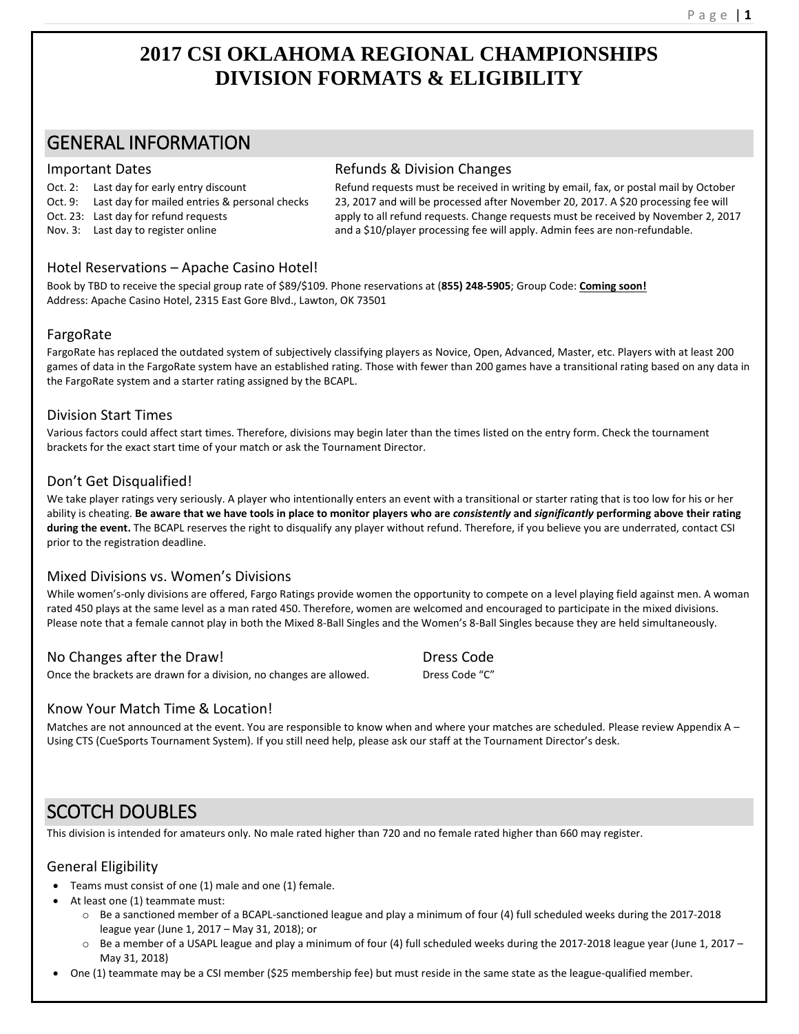# 2017 CSI OKLAHOMA REGIONAL CHAMPIONSHIPS
# DIVISION FORMATS & ELIGIBILITY

## GENERAL INFORMATION

### Important Dates

- Oct. 2: Last day for early entry discount
- Oct. 9: Last day for mailed entries & personal checks
- Oct. 23: Last day for refund requests
- Nov. 3: Last day to register online

### Refunds & Division Changes

Refund requests must be received in writing by email, fax, or postal mail by October 23, 2017 and will be processed after November 20, 2017. A $20 processing fee will apply to all refund requests. Change requests must be received by November 2, 2017 and a $10/player processing fee will apply. Admin fees are non-refundable.

### Hotel Reservations – Apache Casino Hotel!

Book by TBD to receive the special group rate of $89/$109. Phone reservations at (**855) 248-5905**; Group Code: **Coming soon!**
Address: Apache Casino Hotel, 2315 East Gore Blvd., Lawton, OK 73501

### FargoRate

FargoRate has replaced the outdated system of subjectively classifying players as Novice, Open, Advanced, Master, etc. Players with at least 200 games of data in the FargoRate system have an established rating. Those with fewer than 200 games have a transitional rating based on any data in the FargoRate system and a starter rating assigned by the BCAPL.

### Division Start Times

Various factors could affect start times. Therefore, divisions may begin later than the times listed on the entry form. Check the tournament brackets for the exact start time of your match or ask the Tournament Director.

### Don't Get Disqualified!

We take player ratings very seriously. A player who intentionally enters an event with a transitional or starter rating that is too low for his or her ability is cheating. **Be aware that we have tools in place to monitor players who are *consistently* and *significantly* performing above their rating during the event.** The BCAPL reserves the right to disqualify any player without refund. Therefore, if you believe you are underrated, contact CSI prior to the registration deadline.

### Mixed Divisions vs. Women's Divisions

While women's-only divisions are offered, Fargo Ratings provide women the opportunity to compete on a level playing field against men. A woman rated 450 plays at the same level as a man rated 450. Therefore, women are welcomed and encouraged to participate in the mixed divisions. Please note that a female cannot play in both the Mixed 8-Ball Singles and the Women's 8-Ball Singles because they are held simultaneously.

### No Changes after the Draw!

Once the brackets are drawn for a division, no changes are allowed.

### Dress Code

Dress Code "C"

### Know Your Match Time & Location!

Matches are not announced at the event. You are responsible to know when and where your matches are scheduled. Please review Appendix A – Using CTS (CueSports Tournament System). If you still need help, please ask our staff at the Tournament Director's desk.

## SCOTCH DOUBLES

This division is intended for amateurs only. No male rated higher than 720 and no female rated higher than 660 may register.

### General Eligibility

- Teams must consist of one (1) male and one (1) female.
- At least one (1) teammate must:
  - Be a sanctioned member of a BCAPL-sanctioned league and play a minimum of four (4) full scheduled weeks during the 2017-2018 league year (June 1, 2017 – May 31, 2018); or
  - Be a member of a USAPL league and play a minimum of four (4) full scheduled weeks during the 2017-2018 league year (June 1, 2017 – May 31, 2018)
- One (1) teammate may be a CSI member ($25 membership fee) but must reside in the same state as the league-qualified member.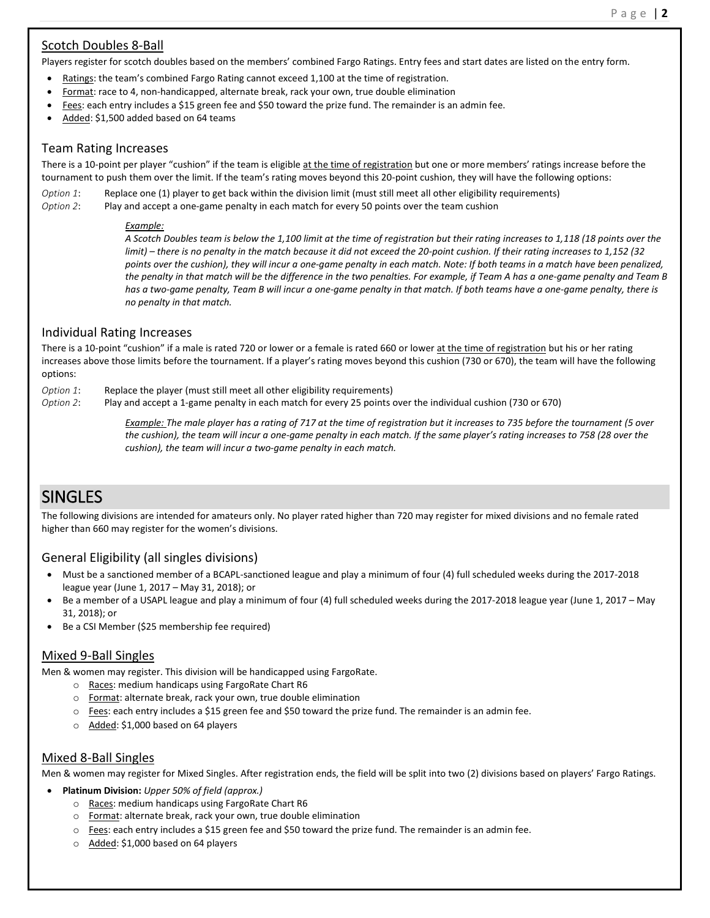## Scotch Doubles 8-Ball

Players register for scotch doubles based on the members' combined Fargo Ratings. Entry fees and start dates are listed on the entry form.

- Ratings: the team's combined Fargo Rating cannot exceed 1,100 at the time of registration.
- Format: race to 4, non-handicapped, alternate break, rack your own, true double elimination
- Fees: each entry includes a $15 green fee and $50 toward the prize fund. The remainder is an admin fee.
- Added: $1,500 added based on 64 teams

### Team Rating Increases

There is a 10-point per player "cushion" if the team is eligible at the time of registration but one or more members' ratings increase before the tournament to push them over the limit. If the team's rating moves beyond this 20-point cushion, they will have the following options:

*Option 1*: Replace one (1) player to get back within the division limit (must still meet all other eligibility requirements)
*Option 2*: Play and accept a one-game penalty in each match for every 50 points over the team cushion

> *Example:*
> *A Scotch Doubles team is below the 1,100 limit at the time of registration but their rating increases to 1,118 (18 points over the limit) – there is no penalty in the match because it did not exceed the 20-point cushion. If their rating increases to 1,152 (32 points over the cushion), they will incur a one-game penalty in each match. Note: If both teams in a match have been penalized, the penalty in that match will be the difference in the two penalties. For example, if Team A has a one-game penalty and Team B has a two-game penalty, Team B will incur a one-game penalty in that match. If both teams have a one-game penalty, there is no penalty in that match.*

### Individual Rating Increases

There is a 10-point "cushion" if a male is rated 720 or lower or a female is rated 660 or lower at the time of registration but his or her rating increases above those limits before the tournament. If a player's rating moves beyond this cushion (730 or 670), the team will have the following options:

*Option 1*: Replace the player (must still meet all other eligibility requirements)
*Option 2*: Play and accept a 1-game penalty in each match for every 25 points over the individual cushion (730 or 670)

> *Example: The male player has a rating of 717 at the time of registration but it increases to 735 before the tournament (5 over the cushion), the team will incur a one-game penalty in each match. If the same player's rating increases to 758 (28 over the cushion), the team will incur a two-game penalty in each match.*

# SINGLES

The following divisions are intended for amateurs only. No player rated higher than 720 may register for mixed divisions and no female rated higher than 660 may register for the women's divisions.

### General Eligibility (all singles divisions)

- Must be a sanctioned member of a BCAPL-sanctioned league and play a minimum of four (4) full scheduled weeks during the 2017-2018 league year (June 1, 2017 – May 31, 2018); or
- Be a member of a USAPL league and play a minimum of four (4) full scheduled weeks during the 2017-2018 league year (June 1, 2017 – May 31, 2018); or
- Be a CSI Member ($25 membership fee required)

## Mixed 9-Ball Singles

Men & women may register. This division will be handicapped using FargoRate.

- Races: medium handicaps using FargoRate Chart R6
- Format: alternate break, rack your own, true double elimination
- Fees: each entry includes a $15 green fee and $50 toward the prize fund. The remainder is an admin fee.
- Added: $1,000 based on 64 players

## Mixed 8-Ball Singles

Men & women may register for Mixed Singles. After registration ends, the field will be split into two (2) divisions based on players' Fargo Ratings.

- **Platinum Division:** *Upper 50% of field (approx.)*
  - Races: medium handicaps using FargoRate Chart R6
  - Format: alternate break, rack your own, true double elimination
  - Fees: each entry includes a $15 green fee and $50 toward the prize fund. The remainder is an admin fee.
  - Added: $1,000 based on 64 players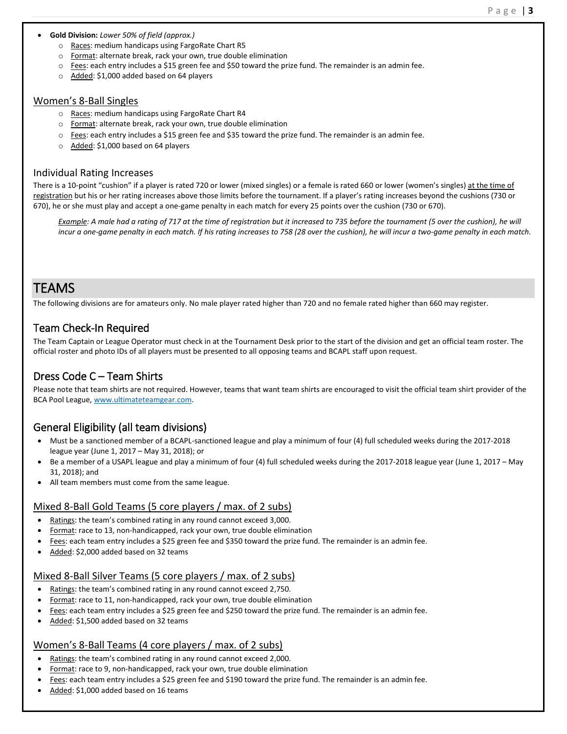- **Gold Division:** *Lower 50% of field (approx.)*
  - Races: medium handicaps using FargoRate Chart R5
  - Format: alternate break, rack your own, true double elimination
  - Fees: each entry includes a $15 green fee and $50 toward the prize fund. The remainder is an admin fee.
  - Added: $1,000 added based on 64 players

### Women's 8-Ball Singles

- Races: medium handicaps using FargoRate Chart R4
- Format: alternate break, rack your own, true double elimination
- Fees: each entry includes a $15 green fee and $35 toward the prize fund. The remainder is an admin fee.
- Added: $1,000 based on 64 players

### Individual Rating Increases

There is a 10-point "cushion" if a player is rated 720 or lower (mixed singles) or a female is rated 660 or lower (women's singles) at the time of registration but his or her rating increases above those limits before the tournament. If a player's rating increases beyond the cushions (730 or 670), he or she must play and accept a one-game penalty in each match for every 25 points over the cushion (730 or 670).

> *Example: A male had a rating of 717 at the time of registration but it increased to 735 before the tournament (5 over the cushion), he will incur a one-game penalty in each match. If his rating increases to 758 (28 over the cushion), he will incur a two-game penalty in each match.*

# TEAMS

The following divisions are for amateurs only. No male player rated higher than 720 and no female rated higher than 660 may register.

## Team Check-In Required

The Team Captain or League Operator must check in at the Tournament Desk prior to the start of the division and get an official team roster. The official roster and photo IDs of all players must be presented to all opposing teams and BCAPL staff upon request.

## Dress Code C – Team Shirts

Please note that team shirts are not required. However, teams that want team shirts are encouraged to visit the official team shirt provider of the BCA Pool League, www.ultimateteamgear.com.

## General Eligibility (all team divisions)

- Must be a sanctioned member of a BCAPL-sanctioned league and play a minimum of four (4) full scheduled weeks during the 2017-2018 league year (June 1, 2017 – May 31, 2018); or
- Be a member of a USAPL league and play a minimum of four (4) full scheduled weeks during the 2017-2018 league year (June 1, 2017 – May 31, 2018); and
- All team members must come from the same league.

### Mixed 8-Ball Gold Teams (5 core players / max. of 2 subs)

- Ratings: the team's combined rating in any round cannot exceed 3,000.
- Format: race to 13, non-handicapped, rack your own, true double elimination
- Fees: each team entry includes a $25 green fee and $350 toward the prize fund. The remainder is an admin fee.
- Added: $2,000 added based on 32 teams

### Mixed 8-Ball Silver Teams (5 core players / max. of 2 subs)

- Ratings: the team's combined rating in any round cannot exceed 2,750.
- Format: race to 11, non-handicapped, rack your own, true double elimination
- Fees: each team entry includes a $25 green fee and $250 toward the prize fund. The remainder is an admin fee.
- Added: $1,500 added based on 32 teams

### Women's 8-Ball Teams (4 core players / max. of 2 subs)

- Ratings: the team's combined rating in any round cannot exceed 2,000.
- Format: race to 9, non-handicapped, rack your own, true double elimination
- Fees: each team entry includes a $25 green fee and $190 toward the prize fund. The remainder is an admin fee.
- Added: $1,000 added based on 16 teams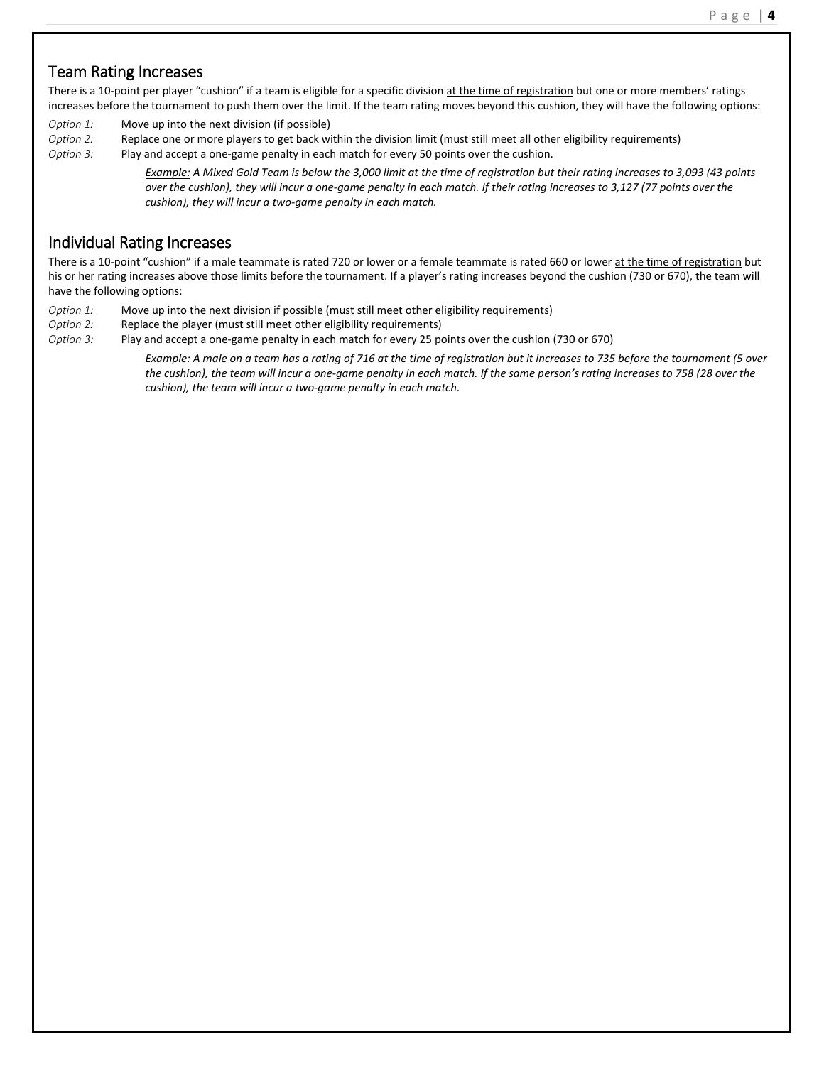## Team Rating Increases

There is a 10-point per player "cushion" if a team is eligible for a specific division <u>at the time of registration</u> but one or more members' ratings increases before the tournament to push them over the limit. If the team rating moves beyond this cushion, they will have the following options:

*Option 1:* Move up into the next division (if possible)

*Option 2:* Replace one or more players to get back within the division limit (must still meet all other eligibility requirements)

*Option 3:* Play and accept a one-game penalty in each match for every 50 points over the cushion.

> *<u>Example:</u> A Mixed Gold Team is below the 3,000 limit at the time of registration but their rating increases to 3,093 (43 points over the cushion), they will incur a one-game penalty in each match. If their rating increases to 3,127 (77 points over the cushion), they will incur a two-game penalty in each match.*

## Individual Rating Increases

There is a 10-point "cushion" if a male teammate is rated 720 or lower or a female teammate is rated 660 or lower <u>at the time of registration</u> but his or her rating increases above those limits before the tournament. If a player's rating increases beyond the cushion (730 or 670), the team will have the following options:

*Option 1:* Move up into the next division if possible (must still meet other eligibility requirements)

*Option 2:* Replace the player (must still meet other eligibility requirements)

*Option 3:* Play and accept a one-game penalty in each match for every 25 points over the cushion (730 or 670)

> *<u>Example:</u> A male on a team has a rating of 716 at the time of registration but it increases to 735 before the tournament (5 over the cushion), the team will incur a one-game penalty in each match. If the same person's rating increases to 758 (28 over the cushion), the team will incur a two-game penalty in each match.*